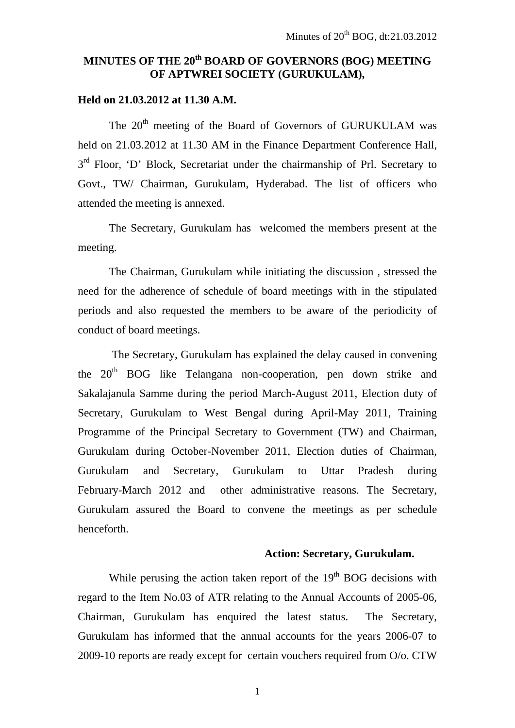# MINUTES OF THE 20th BOARD OF GOVERNORS (BOG) MEETING OF APTWREI SOCIETY (GURUKULAM),

**Held on 21.03.2012 at 11.30 A.M.**

The 20th meeting of the Board of Governors of GURUKULAM was held on 21.03.2012 at 11.30 AM in the Finance Department Conference Hall, 3rd Floor, 'D' Block, Secretariat under the chairmanship of Prl. Secretary to Govt., TW/ Chairman, Gurukulam, Hyderabad. The list of officers who attended the meeting is annexed.

The Secretary, Gurukulam has welcomed the members present at the meeting.

The Chairman, Gurukulam while initiating the discussion , stressed the need for the adherence of schedule of board meetings with in the stipulated periods and also requested the members to be aware of the periodicity of conduct of board meetings.

The Secretary, Gurukulam has explained the delay caused in convening the 20th BOG like Telangana non-cooperation, pen down strike and Sakalajanula Samme during the period March-August 2011, Election duty of Secretary, Gurukulam to West Bengal during April-May 2011, Training Programme of the Principal Secretary to Government (TW) and Chairman, Gurukulam during October-November 2011, Election duties of Chairman, Gurukulam and Secretary, Gurukulam to Uttar Pradesh during February-March 2012 and other administrative reasons. The Secretary, Gurukulam assured the Board to convene the meetings as per schedule henceforth.

**Action: Secretary, Gurukulam.**

While perusing the action taken report of the 19th BOG decisions with regard to the Item No.03 of ATR relating to the Annual Accounts of 2005-06, Chairman, Gurukulam has enquired the latest status. The Secretary, Gurukulam has informed that the annual accounts for the years 2006-07 to 2009-10 reports are ready except for certain vouchers required from O/o. CTW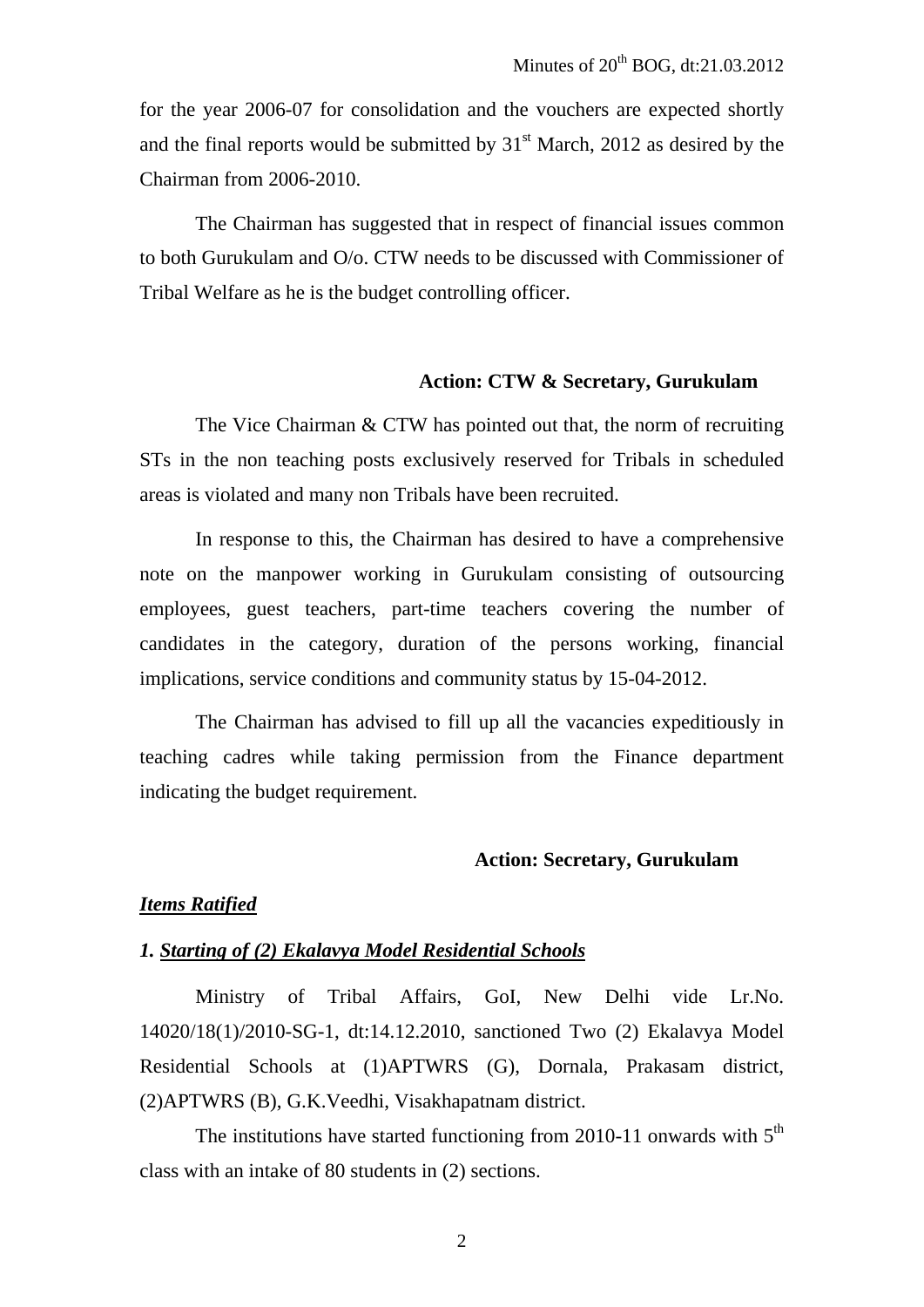for the year 2006-07 for consolidation and the vouchers are expected shortly and the final reports would be submitted by 31st March, 2012 as desired by the Chairman from 2006-2010.

The Chairman has suggested that in respect of financial issues common to both Gurukulam and O/o. CTW needs to be discussed with Commissioner of Tribal Welfare as he is the budget controlling officer.

**Action: CTW & Secretary, Gurukulam**

The Vice Chairman & CTW has pointed out that, the norm of recruiting STs in the non teaching posts exclusively reserved for Tribals in scheduled areas is violated and many non Tribals have been recruited.

In response to this, the Chairman has desired to have a comprehensive note on the manpower working in Gurukulam consisting of outsourcing employees, guest teachers, part-time teachers covering the number of candidates in the category, duration of the persons working, financial implications, service conditions and community status by 15-04-2012.

The Chairman has advised to fill up all the vacancies expeditiously in teaching cadres while taking permission from the Finance department indicating the budget requirement.

**Action: Secretary, Gurukulam**

***Items Ratified***

***1. Starting of (2) Ekalavya Model Residential Schools***

Ministry of Tribal Affairs, GoI, New Delhi vide Lr.No. 14020/18(1)/2010-SG-1, dt:14.12.2010, sanctioned Two (2) Ekalavya Model Residential Schools at (1)APTWRS (G), Dornala, Prakasam district, (2)APTWRS (B), G.K.Veedhi, Visakhapatnam district.

The institutions have started functioning from 2010-11 onwards with 5th class with an intake of 80 students in (2) sections.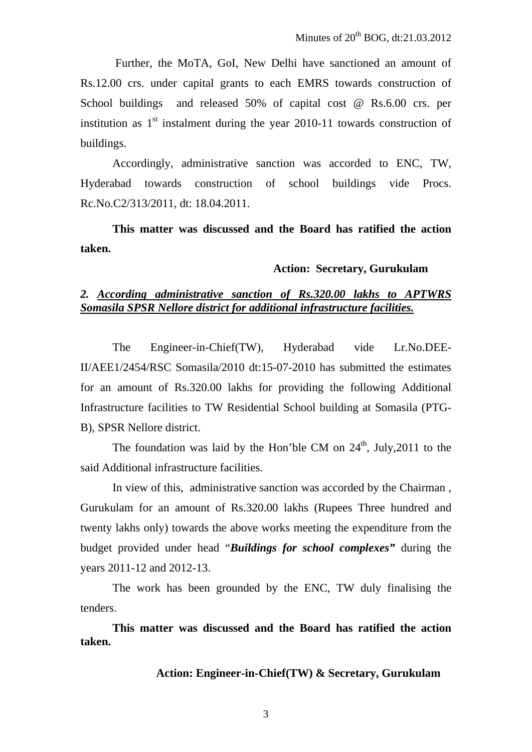Further, the MoTA, GoI, New Delhi have sanctioned an amount of Rs.12.00 crs. under capital grants to each EMRS towards construction of School buildings and released 50% of capital cost @ Rs.6.00 crs. per institution as 1st instalment during the year 2010-11 towards construction of buildings.

Accordingly, administrative sanction was accorded to ENC, TW, Hyderabad towards construction of school buildings vide Procs. Rc.No.C2/313/2011, dt: 18.04.2011.

**This matter was discussed and the Board has ratified the action taken.**

**Action: Secretary, Gurukulam**

***2. <u>According administrative sanction of Rs.320.00 lakhs to APTWRS Somasila SPSR Nellore district for additional infrastructure facilities.</u>***

The Engineer-in-Chief(TW), Hyderabad vide Lr.No.DEE-II/AEE1/2454/RSC Somasila/2010 dt:15-07-2010 has submitted the estimates for an amount of Rs.320.00 lakhs for providing the following Additional Infrastructure facilities to TW Residential School building at Somasila (PTG-B), SPSR Nellore district.

The foundation was laid by the Hon'ble CM on 24th, July,2011 to the said Additional infrastructure facilities.

In view of this, administrative sanction was accorded by the Chairman , Gurukulam for an amount of Rs.320.00 lakhs (Rupees Three hundred and twenty lakhs only) towards the above works meeting the expenditure from the budget provided under head "***Buildings for school complexes***" during the years 2011-12 and 2012-13.

The work has been grounded by the ENC, TW duly finalising the tenders.

**This matter was discussed and the Board has ratified the action taken.**

**Action: Engineer-in-Chief(TW) & Secretary, Gurukulam**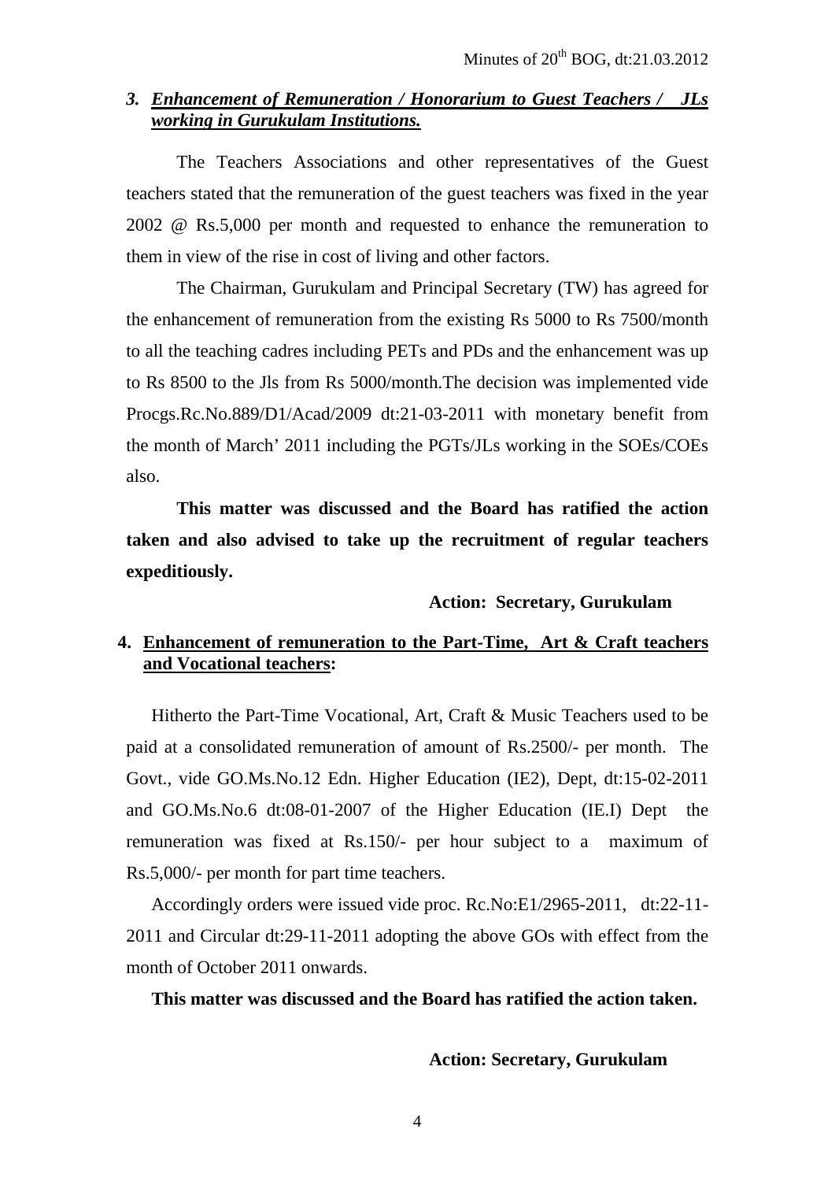### 3. ***Enhancement of Remuneration / Honorarium to Guest Teachers / JLs working in Gurukulam Institutions.***

The Teachers Associations and other representatives of the Guest teachers stated that the remuneration of the guest teachers was fixed in the year 2002 @ Rs.5,000 per month and requested to enhance the remuneration to them in view of the rise in cost of living and other factors.

The Chairman, Gurukulam and Principal Secretary (TW) has agreed for the enhancement of remuneration from the existing Rs 5000 to Rs 7500/month to all the teaching cadres including PETs and PDs and the enhancement was up to Rs 8500 to the Jls from Rs 5000/month.The decision was implemented vide Procgs.Rc.No.889/D1/Acad/2009 dt:21-03-2011 with monetary benefit from the month of March' 2011 including the PGTs/JLs working in the SOEs/COEs also.

**This matter was discussed and the Board has ratified the action taken and also advised to take up the recruitment of regular teachers expeditiously.**

**Action: Secretary, Gurukulam**

### 4. Enhancement of remuneration to the Part-Time, Art & Craft teachers and Vocational teachers:

Hitherto the Part-Time Vocational, Art, Craft & Music Teachers used to be paid at a consolidated remuneration of amount of Rs.2500/- per month. The Govt., vide GO.Ms.No.12 Edn. Higher Education (IE2), Dept, dt:15-02-2011 and GO.Ms.No.6 dt:08-01-2007 of the Higher Education (IE.I) Dept the remuneration was fixed at Rs.150/- per hour subject to a maximum of Rs.5,000/- per month for part time teachers.

Accordingly orders were issued vide proc. Rc.No:E1/2965-2011, dt:22-11-2011 and Circular dt:29-11-2011 adopting the above GOs with effect from the month of October 2011 onwards.

**This matter was discussed and the Board has ratified the action taken.**

**Action: Secretary, Gurukulam**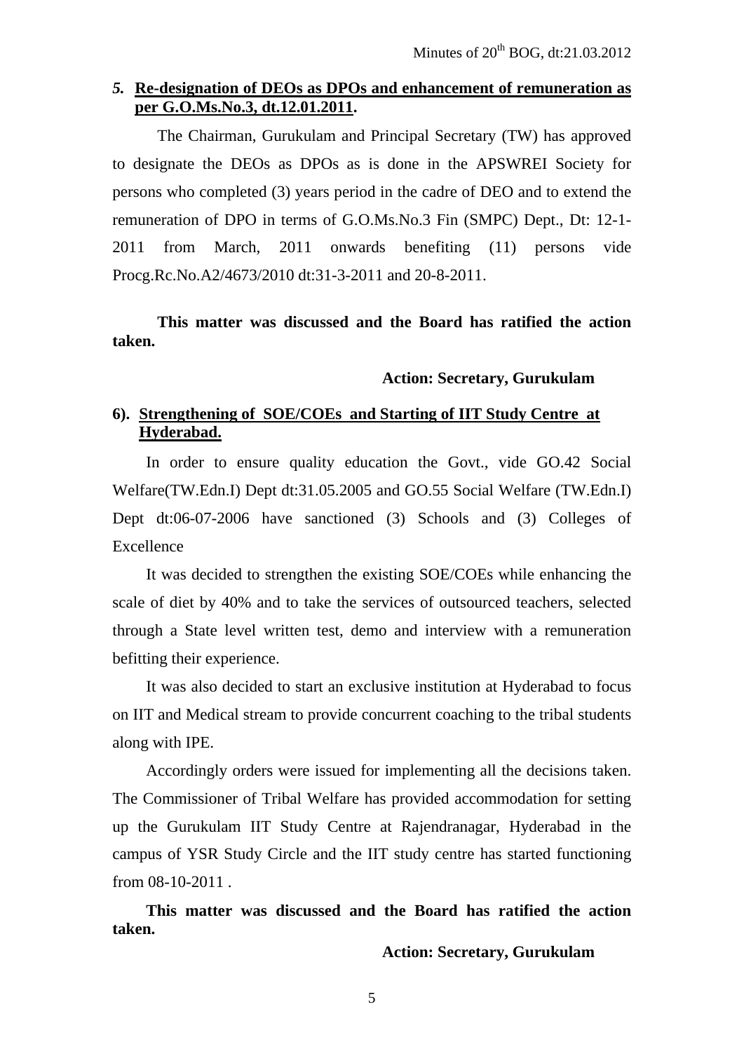***5.*** **Re-designation of DEOs as DPOs and enhancement of remuneration as per G.O.Ms.No.3, dt.12.01.2011.**

The Chairman, Gurukulam and Principal Secretary (TW) has approved to designate the DEOs as DPOs as is done in the APSWREI Society for persons who completed (3) years period in the cadre of DEO and to extend the remuneration of DPO in terms of G.O.Ms.No.3 Fin (SMPC) Dept., Dt: 12-1-2011 from March, 2011 onwards benefiting (11) persons vide Procg.Rc.No.A2/4673/2010 dt:31-3-2011 and 20-8-2011.

**This matter was discussed and the Board has ratified the action taken.**

**Action: Secretary, Gurukulam**

**6). Strengthening of SOE/COEs and Starting of IIT Study Centre at Hyderabad.**

In order to ensure quality education the Govt., vide GO.42 Social Welfare(TW.Edn.I) Dept dt:31.05.2005 and GO.55 Social Welfare (TW.Edn.I) Dept dt:06-07-2006 have sanctioned (3) Schools and (3) Colleges of Excellence

It was decided to strengthen the existing SOE/COEs while enhancing the scale of diet by 40% and to take the services of outsourced teachers, selected through a State level written test, demo and interview with a remuneration befitting their experience.

It was also decided to start an exclusive institution at Hyderabad to focus on IIT and Medical stream to provide concurrent coaching to the tribal students along with IPE.

Accordingly orders were issued for implementing all the decisions taken. The Commissioner of Tribal Welfare has provided accommodation for setting up the Gurukulam IIT Study Centre at Rajendranagar, Hyderabad in the campus of YSR Study Circle and the IIT study centre has started functioning from 08-10-2011 .

**This matter was discussed and the Board has ratified the action taken.**

**Action: Secretary, Gurukulam**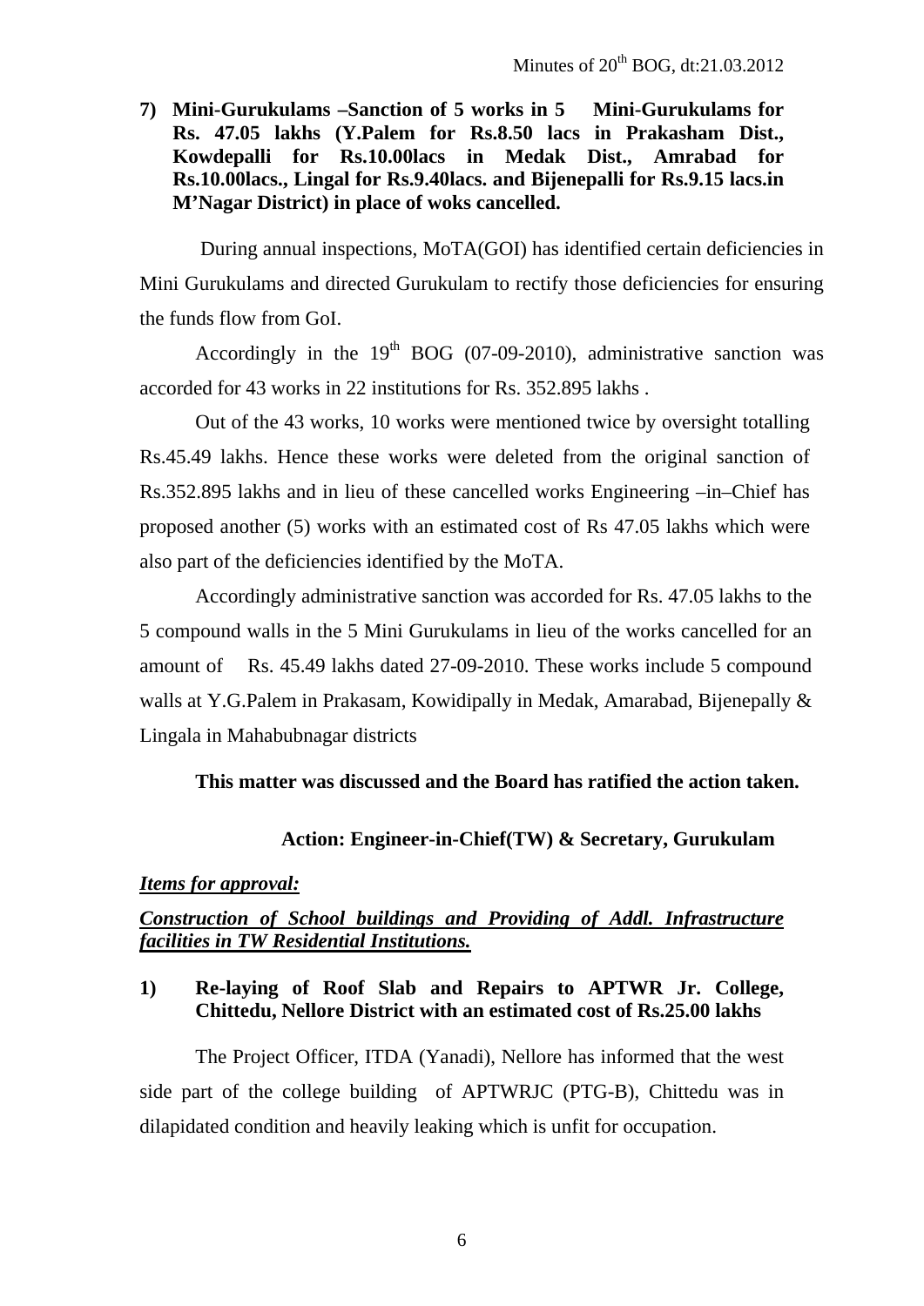**7) Mini-Gurukulams –Sanction of 5 works in 5 Mini-Gurukulams for Rs. 47.05 lakhs (Y.Palem for Rs.8.50 lacs in Prakasham Dist., Kowdepalli for Rs.10.00lacs in Medak Dist., Amrabad for Rs.10.00lacs., Lingal for Rs.9.40lacs. and Bijenepalli for Rs.9.15 lacs.in M'Nagar District) in place of woks cancelled.**

During annual inspections, MoTA(GOI) has identified certain deficiencies in Mini Gurukulams and directed Gurukulam to rectify those deficiencies for ensuring the funds flow from GoI.

Accordingly in the 19th BOG (07-09-2010), administrative sanction was accorded for 43 works in 22 institutions for Rs. 352.895 lakhs .

Out of the 43 works, 10 works were mentioned twice by oversight totalling Rs.45.49 lakhs. Hence these works were deleted from the original sanction of Rs.352.895 lakhs and in lieu of these cancelled works Engineering –in–Chief has proposed another (5) works with an estimated cost of Rs 47.05 lakhs which were also part of the deficiencies identified by the MoTA.

Accordingly administrative sanction was accorded for Rs. 47.05 lakhs to the 5 compound walls in the 5 Mini Gurukulams in lieu of the works cancelled for an amount of Rs. 45.49 lakhs dated 27-09-2010. These works include 5 compound walls at Y.G.Palem in Prakasam, Kowidipally in Medak, Amarabad, Bijenepally & Lingala in Mahabubnagar districts

**This matter was discussed and the Board has ratified the action taken.**

**Action: Engineer-in-Chief(TW) & Secretary, Gurukulam**

***Items for approval:***

***Construction of School buildings and Providing of Addl. Infrastructure facilities in TW Residential Institutions.***

**1) Re-laying of Roof Slab and Repairs to APTWR Jr. College, Chittedu, Nellore District with an estimated cost of Rs.25.00 lakhs**

The Project Officer, ITDA (Yanadi), Nellore has informed that the west side part of the college building of APTWRJC (PTG-B), Chittedu was in dilapidated condition and heavily leaking which is unfit for occupation.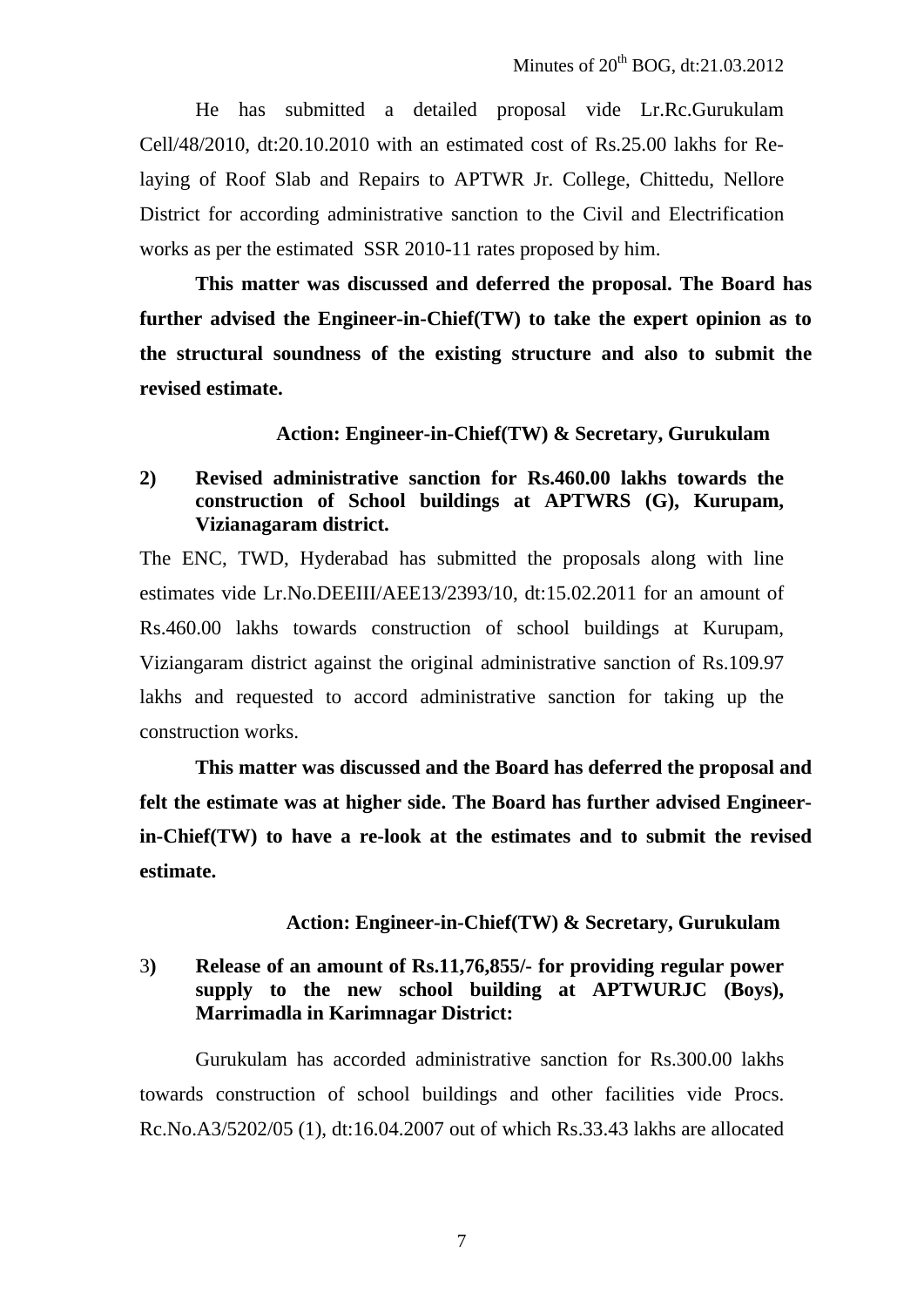He has submitted a detailed proposal vide Lr.Rc.Gurukulam Cell/48/2010, dt:20.10.2010 with an estimated cost of Rs.25.00 lakhs for Re-laying of Roof Slab and Repairs to APTWR Jr. College, Chittedu, Nellore District for according administrative sanction to the Civil and Electrification works as per the estimated SSR 2010-11 rates proposed by him.

**This matter was discussed and deferred the proposal. The Board has further advised the Engineer-in-Chief(TW) to take the expert opinion as to the structural soundness of the existing structure and also to submit the revised estimate.**

**Action: Engineer-in-Chief(TW) & Secretary, Gurukulam**

**2) Revised administrative sanction for Rs.460.00 lakhs towards the construction of School buildings at APTWRS (G), Kurupam, Vizianagaram district.**

The ENC, TWD, Hyderabad has submitted the proposals along with line estimates vide Lr.No.DEEIII/AEE13/2393/10, dt:15.02.2011 for an amount of Rs.460.00 lakhs towards construction of school buildings at Kurupam, Viziangaram district against the original administrative sanction of Rs.109.97 lakhs and requested to accord administrative sanction for taking up the construction works.

**This matter was discussed and the Board has deferred the proposal and felt the estimate was at higher side. The Board has further advised Engineer-in-Chief(TW) to have a re-look at the estimates and to submit the revised estimate.**

**Action: Engineer-in-Chief(TW) & Secretary, Gurukulam**

3**) Release of an amount of Rs.11,76,855/- for providing regular power supply to the new school building at APTWURJC (Boys), Marrimadla in Karimnagar District:**

Gurukulam has accorded administrative sanction for Rs.300.00 lakhs towards construction of school buildings and other facilities vide Procs. Rc.No.A3/5202/05 (1), dt:16.04.2007 out of which Rs.33.43 lakhs are allocated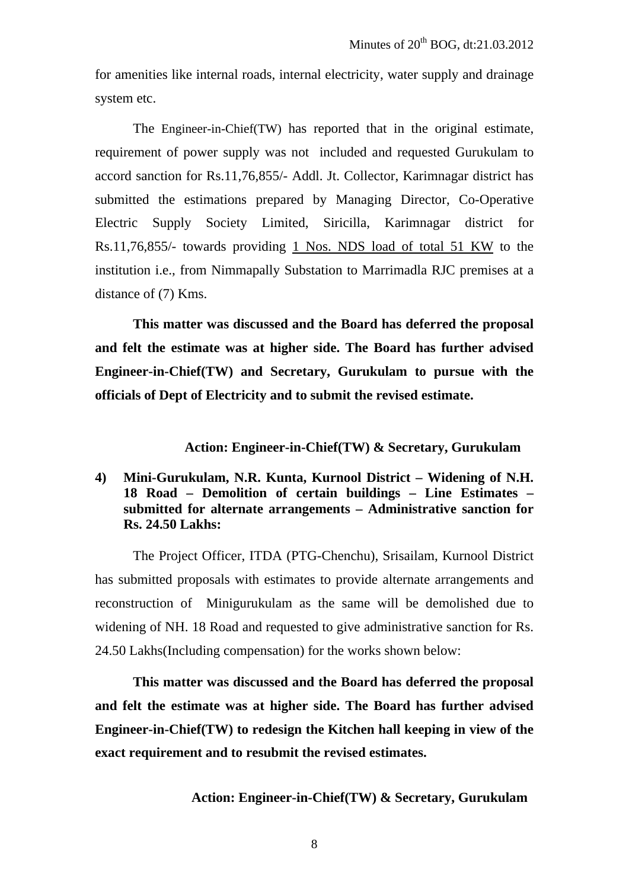for amenities like internal roads, internal electricity, water supply and drainage system etc.

The Engineer-in-Chief(TW) has reported that in the original estimate, requirement of power supply was not included and requested Gurukulam to accord sanction for Rs.11,76,855/- Addl. Jt. Collector, Karimnagar district has submitted the estimations prepared by Managing Director, Co-Operative Electric Supply Society Limited, Siricilla, Karimnagar district for Rs.11,76,855/- towards providing <u>1 Nos. NDS load of total 51 KW</u> to the institution i.e., from Nimmapally Substation to Marrimadla RJC premises at a distance of (7) Kms.

**This matter was discussed and the Board has deferred the proposal and felt the estimate was at higher side. The Board has further advised Engineer-in-Chief(TW) and Secretary, Gurukulam to pursue with the officials of Dept of Electricity and to submit the revised estimate.**

**Action: Engineer-in-Chief(TW) & Secretary, Gurukulam**

**4) Mini-Gurukulam, N.R. Kunta, Kurnool District – Widening of N.H. 18 Road – Demolition of certain buildings – Line Estimates – submitted for alternate arrangements – Administrative sanction for Rs. 24.50 Lakhs:**

The Project Officer, ITDA (PTG-Chenchu), Srisailam, Kurnool District has submitted proposals with estimates to provide alternate arrangements and reconstruction of Minigurukulam as the same will be demolished due to widening of NH. 18 Road and requested to give administrative sanction for Rs. 24.50 Lakhs(Including compensation) for the works shown below:

**This matter was discussed and the Board has deferred the proposal and felt the estimate was at higher side. The Board has further advised Engineer-in-Chief(TW) to redesign the Kitchen hall keeping in view of the exact requirement and to resubmit the revised estimates.**

**Action: Engineer-in-Chief(TW) & Secretary, Gurukulam**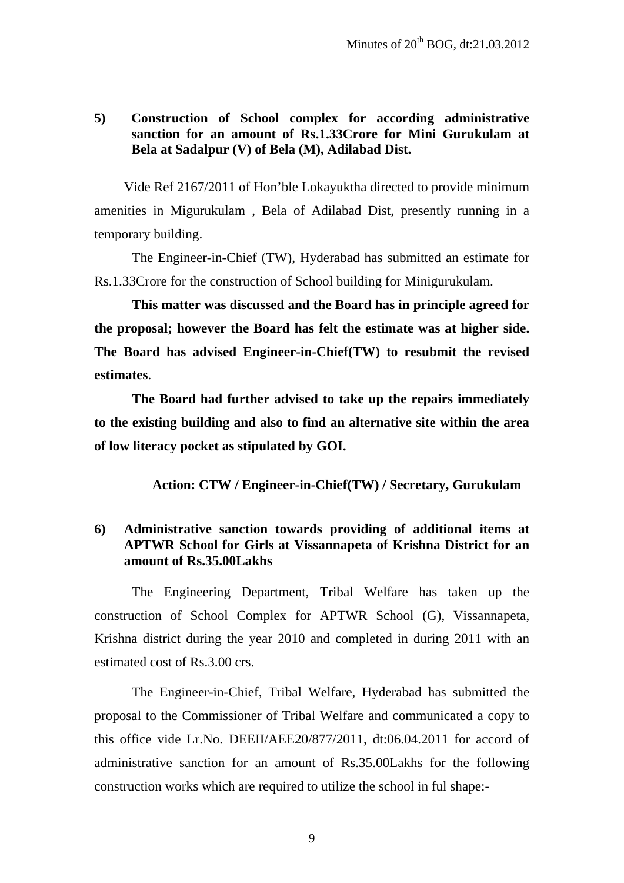**5) Construction of School complex for according administrative sanction for an amount of Rs.1.33Crore for Mini Gurukulam at Bela at Sadalpur (V) of Bela (M), Adilabad Dist.**

Vide Ref 2167/2011 of Hon'ble Lokayuktha directed to provide minimum amenities in Migurukulam , Bela of Adilabad Dist, presently running in a temporary building.

The Engineer-in-Chief (TW), Hyderabad has submitted an estimate for Rs.1.33Crore for the construction of School building for Minigurukulam.

**This matter was discussed and the Board has in principle agreed for the proposal; however the Board has felt the estimate was at higher side. The Board has advised Engineer-in-Chief(TW) to resubmit the revised estimates**.

**The Board had further advised to take up the repairs immediately to the existing building and also to find an alternative site within the area of low literacy pocket as stipulated by GOI.**

**Action: CTW / Engineer-in-Chief(TW) / Secretary, Gurukulam**

**6) Administrative sanction towards providing of additional items at APTWR School for Girls at Vissannapeta of Krishna District for an amount of Rs.35.00Lakhs**

The Engineering Department, Tribal Welfare has taken up the construction of School Complex for APTWR School (G), Vissannapeta, Krishna district during the year 2010 and completed in during 2011 with an estimated cost of Rs.3.00 crs.

The Engineer-in-Chief, Tribal Welfare, Hyderabad has submitted the proposal to the Commissioner of Tribal Welfare and communicated a copy to this office vide Lr.No. DEEII/AEE20/877/2011, dt:06.04.2011 for accord of administrative sanction for an amount of Rs.35.00Lakhs for the following construction works which are required to utilize the school in ful shape:-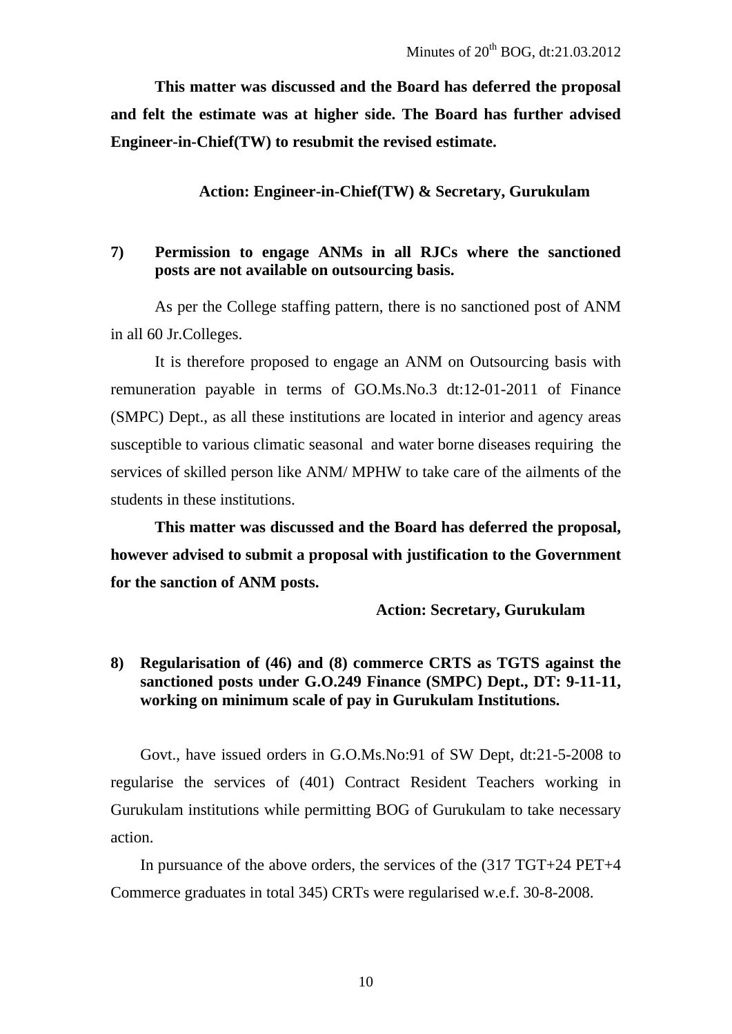**This matter was discussed and the Board has deferred the proposal and felt the estimate was at higher side. The Board has further advised Engineer-in-Chief(TW) to resubmit the revised estimate.**

**Action: Engineer-in-Chief(TW) & Secretary, Gurukulam**

**7) Permission to engage ANMs in all RJCs where the sanctioned posts are not available on outsourcing basis.**

As per the College staffing pattern, there is no sanctioned post of ANM in all 60 Jr.Colleges.

It is therefore proposed to engage an ANM on Outsourcing basis with remuneration payable in terms of GO.Ms.No.3 dt:12-01-2011 of Finance (SMPC) Dept., as all these institutions are located in interior and agency areas susceptible to various climatic seasonal and water borne diseases requiring the services of skilled person like ANM/ MPHW to take care of the ailments of the students in these institutions.

**This matter was discussed and the Board has deferred the proposal, however advised to submit a proposal with justification to the Government for the sanction of ANM posts.**

**Action: Secretary, Gurukulam**

**8) Regularisation of (46) and (8) commerce CRTS as TGTS against the sanctioned posts under G.O.249 Finance (SMPC) Dept., DT: 9-11-11, working on minimum scale of pay in Gurukulam Institutions.**

Govt., have issued orders in G.O.Ms.No:91 of SW Dept, dt:21-5-2008 to regularise the services of (401) Contract Resident Teachers working in Gurukulam institutions while permitting BOG of Gurukulam to take necessary action.

In pursuance of the above orders, the services of the (317 TGT+24 PET+4 Commerce graduates in total 345) CRTs were regularised w.e.f. 30-8-2008.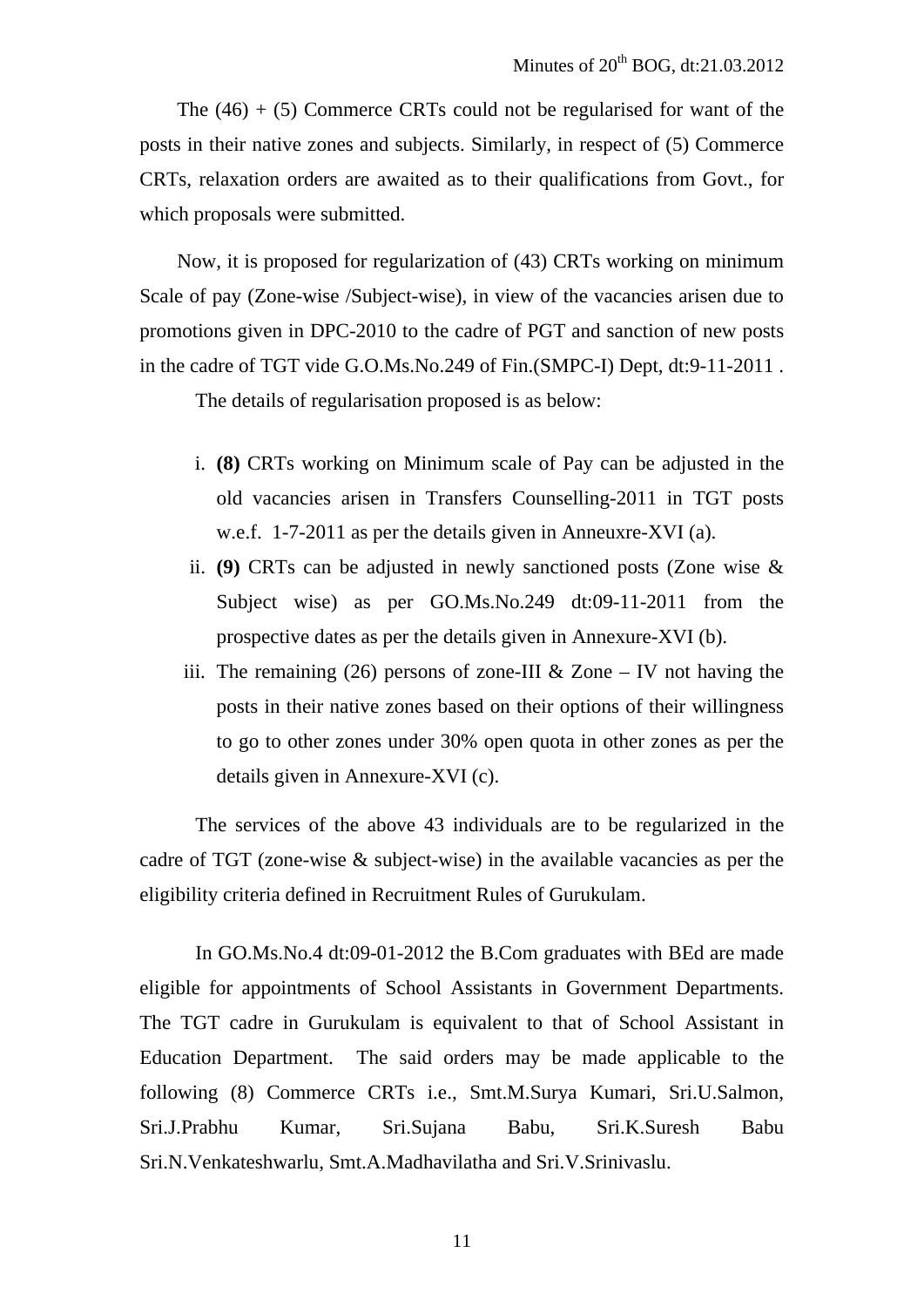The (46) + (5) Commerce CRTs could not be regularised for want of the posts in their native zones and subjects. Similarly, in respect of (5) Commerce CRTs, relaxation orders are awaited as to their qualifications from Govt., for which proposals were submitted.

Now, it is proposed for regularization of (43) CRTs working on minimum Scale of pay (Zone-wise /Subject-wise), in view of the vacancies arisen due to promotions given in DPC-2010 to the cadre of PGT and sanction of new posts in the cadre of TGT vide G.O.Ms.No.249 of Fin.(SMPC-I) Dept, dt:9-11-2011 .

The details of regularisation proposed is as below:

i. **(8)** CRTs working on Minimum scale of Pay can be adjusted in the old vacancies arisen in Transfers Counselling-2011 in TGT posts w.e.f. 1-7-2011 as per the details given in Anneuxre-XVI (a).

ii. **(9)** CRTs can be adjusted in newly sanctioned posts (Zone wise & Subject wise) as per GO.Ms.No.249 dt:09-11-2011 from the prospective dates as per the details given in Annexure-XVI (b).

iii. The remaining (26) persons of zone-III & Zone – IV not having the posts in their native zones based on their options of their willingness to go to other zones under 30% open quota in other zones as per the details given in Annexure-XVI (c).

The services of the above 43 individuals are to be regularized in the cadre of TGT (zone-wise & subject-wise) in the available vacancies as per the eligibility criteria defined in Recruitment Rules of Gurukulam.

In GO.Ms.No.4 dt:09-01-2012 the B.Com graduates with BEd are made eligible for appointments of School Assistants in Government Departments. The TGT cadre in Gurukulam is equivalent to that of School Assistant in Education Department. The said orders may be made applicable to the following (8) Commerce CRTs i.e., Smt.M.Surya Kumari, Sri.U.Salmon, Sri.J.Prabhu Kumar, Sri.Sujana Babu, Sri.K.Suresh Babu Sri.N.Venkateshwarlu, Smt.A.Madhavilatha and Sri.V.Srinivaslu.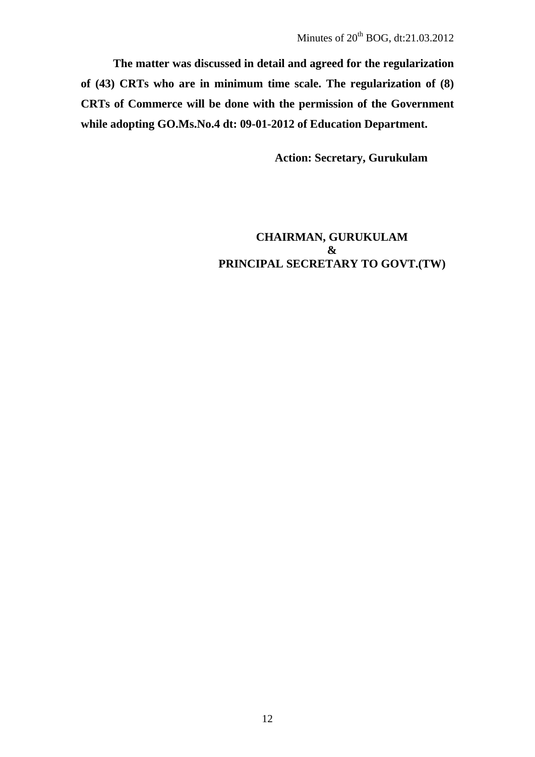**The matter was discussed in detail and agreed for the regularization of (43) CRTs who are in minimum time scale. The regularization of (8) CRTs of Commerce will be done with the permission of the Government while adopting GO.Ms.No.4 dt: 09-01-2012 of Education Department.**

**Action: Secretary, Gurukulam**

**CHAIRMAN, GURUKULAM**
**&**
**PRINCIPAL SECRETARY TO GOVT.(TW)**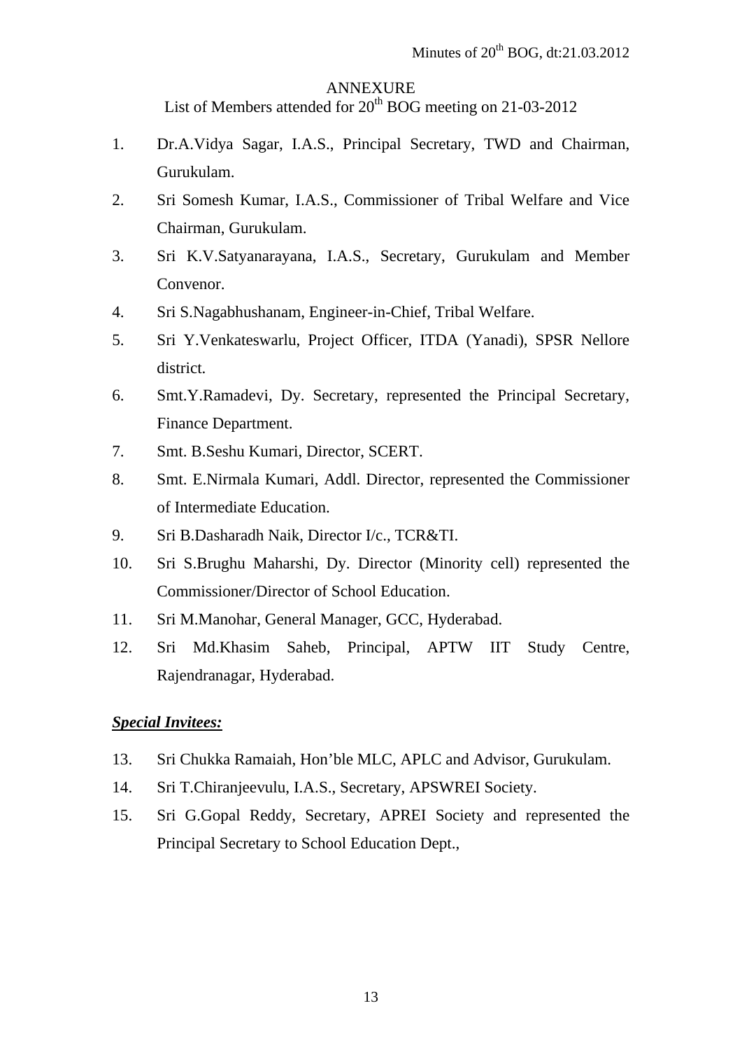# ANNEXURE

List of Members attended for 20th BOG meeting on 21-03-2012

1. Dr.A.Vidya Sagar, I.A.S., Principal Secretary, TWD and Chairman, Gurukulam.
2. Sri Somesh Kumar, I.A.S., Commissioner of Tribal Welfare and Vice Chairman, Gurukulam.
3. Sri K.V.Satyanarayana, I.A.S., Secretary, Gurukulam and Member Convenor.
4. Sri S.Nagabhushanam, Engineer-in-Chief, Tribal Welfare.
5. Sri Y.Venkateswarlu, Project Officer, ITDA (Yanadi), SPSR Nellore district.
6. Smt.Y.Ramadevi, Dy. Secretary, represented the Principal Secretary, Finance Department.
7. Smt. B.Seshu Kumari, Director, SCERT.
8. Smt. E.Nirmala Kumari, Addl. Director, represented the Commissioner of Intermediate Education.
9. Sri B.Dasharadh Naik, Director I/c., TCR&TI.
10. Sri S.Brughu Maharshi, Dy. Director (Minority cell) represented the Commissioner/Director of School Education.
11. Sri M.Manohar, General Manager, GCC, Hyderabad.
12. Sri Md.Khasim Saheb, Principal, APTW IIT Study Centre, Rajendranagar, Hyderabad.

***Special Invitees:***

13. Sri Chukka Ramaiah, Hon'ble MLC, APLC and Advisor, Gurukulam.
14. Sri T.Chiranjeevulu, I.A.S., Secretary, APSWREI Society.
15. Sri G.Gopal Reddy, Secretary, APREI Society and represented the Principal Secretary to School Education Dept.,